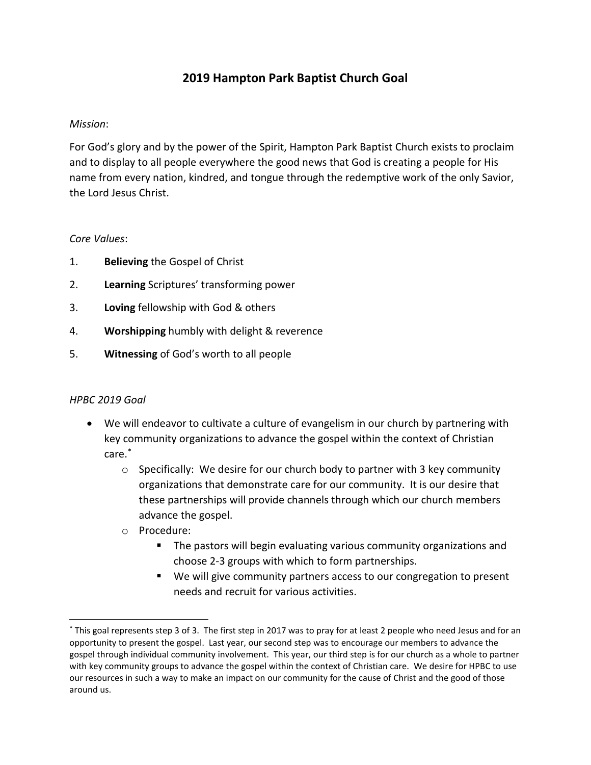# 2019 Hampton Park Baptist Church Goal

*Mission*:

For God's glory and by the power of the Spirit, Hampton Park Baptist Church exists to proclaim and to display to all people everywhere the good news that God is creating a people for His name from every nation, kindred, and tongue through the redemptive work of the only Savior, the Lord Jesus Christ.

*Core Values*:

1. **Believing** the Gospel of Christ
2. **Learning** Scriptures' transforming power
3. **Loving** fellowship with God & others
4. **Worshipping** humbly with delight & reverence
5. **Witnessing** of God's worth to all people

*HPBC 2019 Goal*

- We will endeavor to cultivate a culture of evangelism in our church by partnering with key community organizations to advance the gospel within the context of Christian care.[*]
  - Specifically: We desire for our church body to partner with 3 key community organizations that demonstrate care for our community. It is our desire that these partnerships will provide channels through which our church members advance the gospel.
  - Procedure:
    - The pastors will begin evaluating various community organizations and choose 2-3 groups with which to form partnerships.
    - We will give community partners access to our congregation to present needs and recruit for various activities.

---

[*] This goal represents step 3 of 3. The first step in 2017 was to pray for at least 2 people who need Jesus and for an opportunity to present the gospel. Last year, our second step was to encourage our members to advance the gospel through individual community involvement. This year, our third step is for our church as a whole to partner with key community groups to advance the gospel within the context of Christian care. We desire for HPBC to use our resources in such a way to make an impact on our community for the cause of Christ and the good of those around us.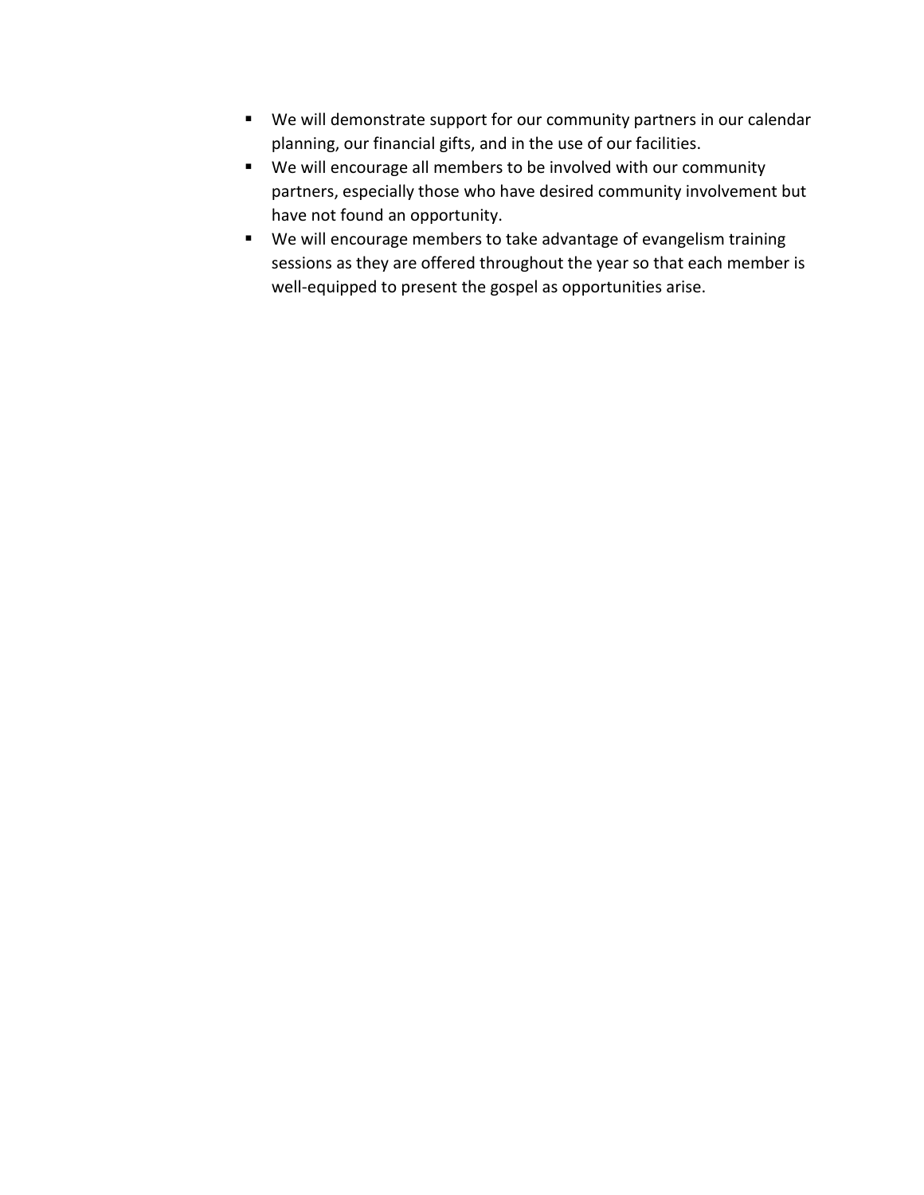- We will demonstrate support for our community partners in our calendar planning, our financial gifts, and in the use of our facilities.
- We will encourage all members to be involved with our community partners, especially those who have desired community involvement but have not found an opportunity.
- We will encourage members to take advantage of evangelism training sessions as they are offered throughout the year so that each member is well-equipped to present the gospel as opportunities arise.